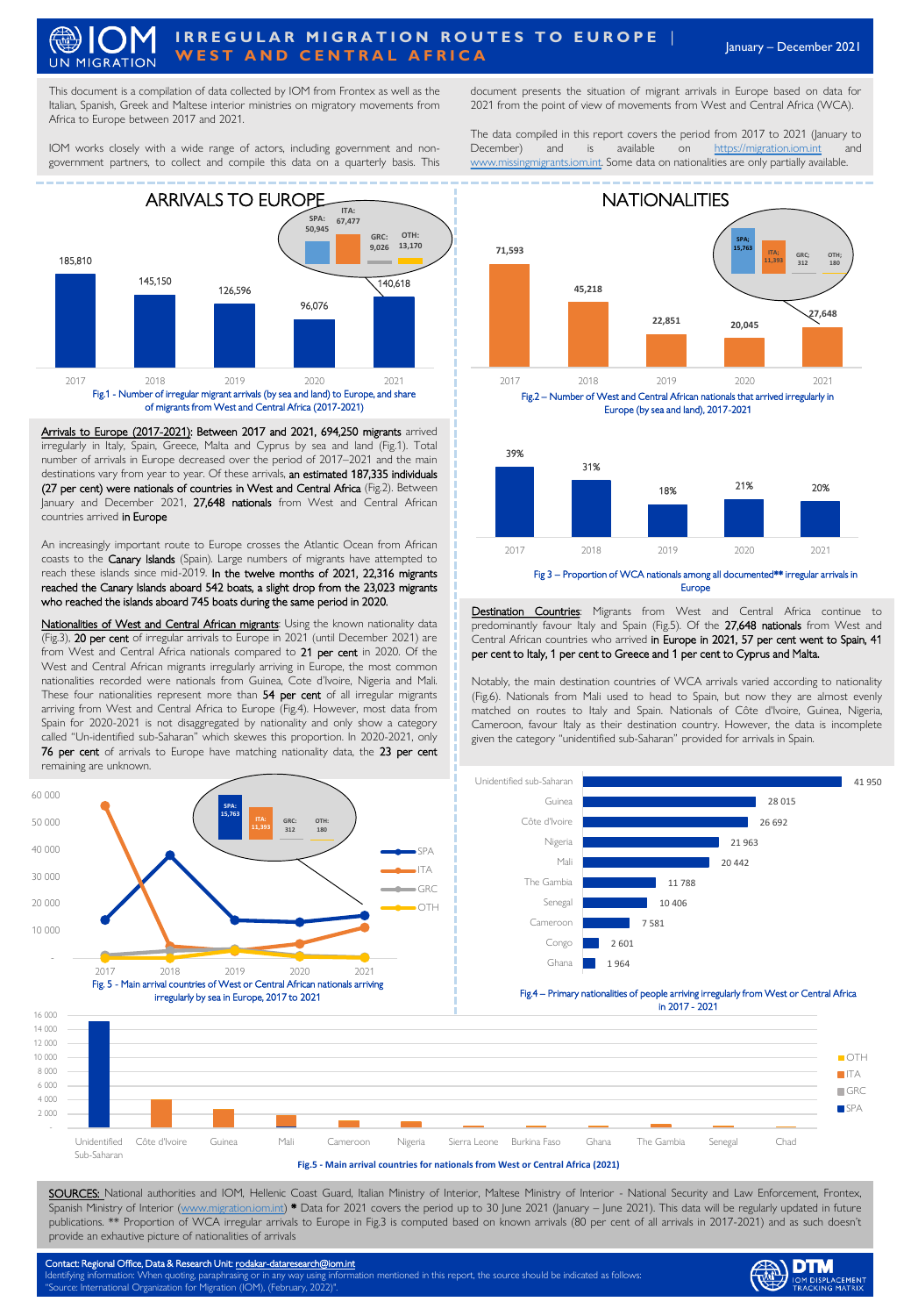# IRREGULAR MIGRATION ROUTES TO EUROPE | WEST AND CENTRAL AFRICA

January – December 2021

This document is a compilation of data collected by IOM from Frontex as well as the Italian, Spanish, Greek and Maltese interior ministries on migratory movements from Africa to Europe between 2017 and 2021.

IOM works closely with a wide range of actors, including government and non-government partners, to collect and compile this data on a quarterly basis. This document presents the situation of migrant arrivals in Europe based on data for 2021 from the point of view of movements from West and Central Africa (WCA).

The data compiled in this report covers the period from 2017 to 2021 (January to December) and is available on https://migration.iom.int and www.missingmigrants.iom.int. Some data on nationalities are only partially available.

## ARRIVALS TO EUROPE

| Year | Arrivals |
|---|---|
| 2017 | 185,810 |
| 2018 | 145,150 |
| 2019 | 126,596 |
| 2020 | 96,076 |
| 2021 | 140,618 |

2021: SPA: 50,945; ITA: 67,477; GRC: 9,026; OTH: 13,170

Fig.1 - Number of irregular migrant arrivals (by sea and land) to Europe, and share of migrants from West and Central Africa (2017-2021)

**Arrivals to Europe (2017-2021):** Between 2017 and 2021, **694,250 migrants** arrived irregularly in Italy, Spain, Greece, Malta and Cyprus by sea and land (Fig.1). Total number of arrivals in Europe decreased over the period of 2017–2021 and the main destinations vary from year to year. Of these arrivals, **an estimated 187,335 individuals (27 per cent) were nationals of countries in West and Central Africa** (Fig.2). Between January and December 2021, **27,648 nationals** from West and Central African countries arrived **in Europe**.

An increasingly important route to Europe crosses the Atlantic Ocean from African coasts to the **Canary Islands** (Spain). Large numbers of migrants have attempted to reach these islands since mid-2019. **In the twelve months of 2021, 22,316 migrants reached the Canary Islands aboard 542 boats, a slight drop from the 23,023 migrants who reached the islands aboard 745 boats during the same period in 2020.**

**Nationalities of West and Central African migrants:** Using the known nationality data (Fig.3), **20 per cent** of irregular arrivals to Europe in 2021 (until December 2021) are from West and Central Africa nationals compared to **21 per cent** in 2020. Of the West and Central African migrants irregularly arriving in Europe, the most common nationalities recorded were nationals from Guinea, Cote d'Ivoire, Nigeria and Mali. These four nationalities represent more than **54 per cent** of all irregular migrants arriving from West and Central Africa to Europe (Fig.4). However, most data from Spain for 2020-2021 is not disaggregated by nationality and only show a category called "Un-identified sub-Saharan" which skews this proportion. In 2020-2021, only **76 per cent** of arrivals to Europe have matching nationality data, the **23 per cent** remaining are unknown.

## NATIONALITIES

| Year | WCA nationals |
|---|---|
| 2017 | 71,593 |
| 2018 | 45,218 |
| 2019 | 22,851 |
| 2020 | 20,045 |
| 2021 | 27,648 |

2021: SPA: 15,763; ITA: 11,393; GRC: 312; OTH: 180

Fig.2 – Number of West and Central African nationals that arrived irregularly in Europe (by sea and land), 2017-2021

| Year | Proportion |
|---|---|
| 2017 | 39% |
| 2018 | 31% |
| 2019 | 18% |
| 2020 | 21% |
| 2021 | 20% |

Fig 3 – Proportion of WCA nationals among all documented** irregular arrivals in Europe

**Destination Countries:** Migrants from West and Central Africa continue to predominantly favour Italy and Spain (Fig.5). Of the **27,648 nationals** from West and Central African countries who arrived **in Europe in 2021, 57 per cent went to Spain, 41 per cent to Italy, 1 per cent to Greece and 1 per cent to Cyprus and Malta.**

Notably, the main destination countries of WCA arrivals varied according to nationality (Fig.6). Nationals from Mali used to favour Spain, but now they are almost evenly matched on routes to Italy and Spain. Nationals of Côte d'Ivoire, Guinea, Nigeria, Cameroon, favour Italy as their destination country. However, the data is incomplete given the category "unidentified sub-Saharan" provided for arrivals in Spain.

2021: SPA: 15,763; ITA: 11,393; GRC: 312; OTH: 180

Fig. 5 - Main arrival countries of West or Central African nationals arriving irregularly by sea in Europe, 2017 to 2021

| Nationality | Arrivals |
|---|---|
| Unidentified sub-Saharan | 41 950 |
| Guinea | 28 015 |
| Côte d'Ivoire | 26 692 |
| Nigeria | 21 963 |
| Mali | 20 442 |
| The Gambia | 11 788 |
| Senegal | 10 406 |
| Cameroon | 7 581 |
| Congo | 2 601 |
| Ghana | 1 964 |

Fig.4 – Primary nationalities of people arriving irregularly from West or Central Africa in 2017 - 2021

Fig.5 - Main arrival countries for nationals from West or Central Africa (2021)

SOURCES: National authorities and IOM, Hellenic Coast Guard, Italian Ministry of Interior, Maltese Ministry of Interior - National Security and Law Enforcement, Frontex, Spanish Ministry of Interior (www.migration.iom.int) * Data for 2021 covers the period up to 30 June 2021 (January – June 2021). This data will be regularly updated in future publications. ** Proportion of WCA irregular arrivals to Europe in Fig.3 is computed based on known arrivals (80 per cent of all arrivals in 2017-2021) and as such doesn't provide an exhaustive picture of nationalities of arrivals

Contact: Regional Office, Data & Research Unit: rodakar-dataresearch@iom.int
Identifying information: When quoting, paraphrasing or in any way using information mentioned in this report, the source should be indicated as follows: "Source: International Organization for Migration (IOM), (February, 2022)".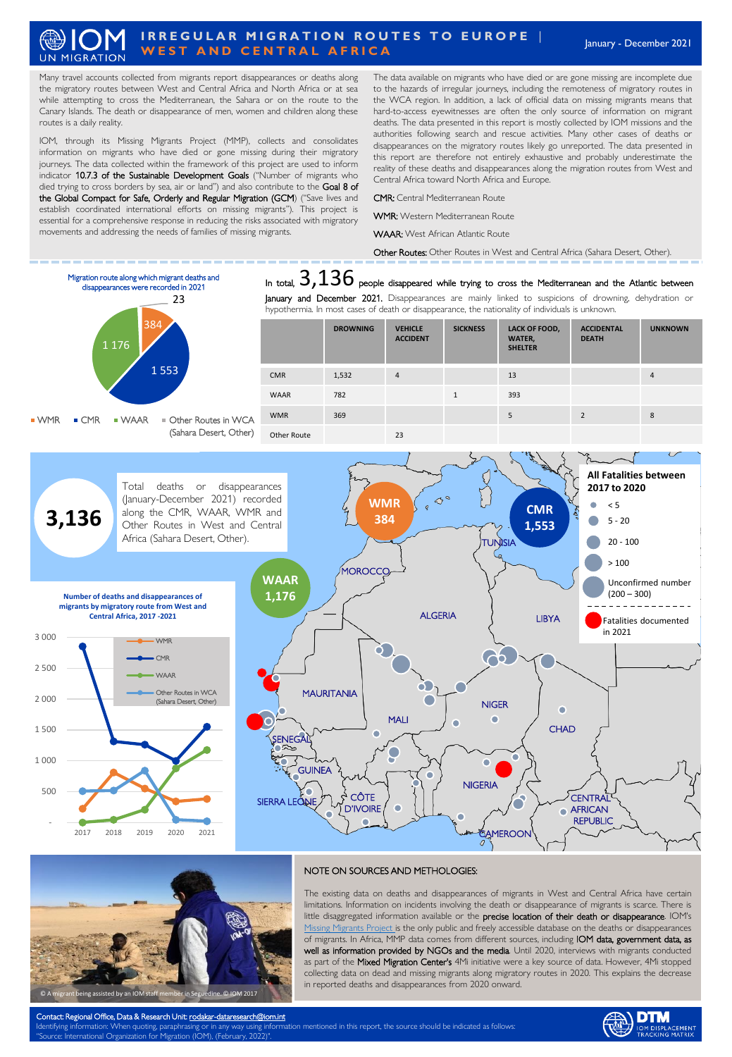# IRREGULAR MIGRATION ROUTES TO EUROPE | WEST AND CENTRAL AFRICA

January - December 2021

Many travel accounts collected from migrants report disappearances or deaths along the migratory routes between West and Central Africa and North Africa or at sea while attempting to cross the Mediterranean, the Sahara or on the route to the Canary Islands. The death or disappearance of men, women and children along these routes is a daily reality.

IOM, through its Missing Migrants Project (MMP), collects and consolidates information on migrants who have died or gone missing during their migratory journeys. The data collected within the framework of this project are used to inform indicator **10.7.3 of the Sustainable Development Goals** ("Number of migrants who died trying to cross borders by sea, air or land") and also contribute to the **Goal 8 of the Global Compact for Safe, Orderly and Regular Migration (GCM)** ("Save lives and establish coordinated international efforts on missing migrants"). This project is essential for a comprehensive response in reducing the risks associated with migratory movements and addressing the needs of families of missing migrants.

The data available on migrants who have died or are gone missing are incomplete due to the hazards of irregular journeys, including the remoteness of migratory routes in the WCA region. In addition, a lack of official data on missing migrants means that hard-to-access eyewitnesses are often the only source of information on migrant deaths. The data presented in this report is mostly collected by IOM missions and the authorities following search and rescue activities. Many other cases of deaths or disappearances on the migratory routes likely go unreported. The data presented in this report are therefore not entirely exhaustive and probably underestimate the reality of these deaths and disappearances along the migration routes from West and Central Africa toward North Africa and Europe.

**CMR:** Central Mediterranean Route

**WMR:** Western Mediterranean Route

**WAAR:** West African Atlantic Route

**Other Routes:** Other Routes in West and Central Africa (Sahara Desert, Other).

Migration route along which migrant deaths and disappearances were recorded in 2021

23
384
1 176
1 553

WMR ■ CMR ■ WAAR ■ Other Routes in WCA (Sahara Desert, Other)

In total, **3,136** people disappeared while trying to cross the Mediterranean and the Atlantic between **January and December 2021.** Disappearances are mainly linked to suspicions of drowning, dehydration or hypothermia. In most cases of death or disappearance, the nationality of individuals is unknown.

| | DROWNING | VEHICLE ACCIDENT | SICKNESS | LACK OF FOOD, WATER, SHELTER | ACCIDENTAL DEATH | UNKNOWN |
|---|---|---|---|---|---|---|
| CMR | 1,532 | 4 | | 13 | | 4 |
| WAAR | 782 | | 1 | 393 | | |
| WMR | 369 | | | 5 | 2 | 8 |
| Other Route | | 23 | | | | |

**3,136**

Total deaths or disappearances (January-December 2021) recorded along the CMR, WAAR, WMR and Other Routes in West and Central Africa (Sahara Desert, Other).

WMR 384

CMR 1,553

WAAR 1,176

**All Fatalities between 2017 to 2020**

< 5
5 - 20
20 - 100
> 100
Unconfirmed number (200 – 300)
Fatalities documented in 2021

MOROCCO, TUNISIA, ALGERIA, LIBYA, MAURITANIA, MALI, NIGER, CHAD, SENEGAL, GUINEA, SIERRA LEONE, CÔTE D'IVOIRE, NIGERIA, CAMEROON, CENTRAL AFRICAN REPUBLIC

**Number of deaths and disappearances of migrants by migratory route from West and Central Africa, 2017 -2021**

3 000
2 500
2 000
1 500
1 000
500
-

2017 2018 2019 2020 2021

WMR
CMR
WAAR
Other Routes in WCA (Sahara Desert, Other)

© A migrant being assisted by an IOM staff member in Seguedine. © IOM 2017

NOTE ON SOURCES AND METHOLOGIES:

The existing data on deaths and disappearances of migrants in West and Central Africa have certain limitations. Information on incidents involving the death or disappearance of migrants is scarce. There is little disaggregated information available or the **precise location of their death or disappearance**. IOM's Missing Migrants Project is the only public and freely accessible database on the deaths or disappearances of migrants. In Africa, MMP data comes from different sources, including **IOM data, government data, as well as information provided by NGOs and the media**. Until 2020, interviews with migrants conducted as part of the **Mixed Migration Center's** 4Mi initiative were a key source of data. However, 4Mi stopped collecting data on dead and missing migrants along migratory routes in 2020. This explains the decrease in reported deaths and disappearances from 2020 onward.

Contact: Regional Office, Data & Research Unit: rodakar-dataresearch@iom.int

Identifying information: When quoting, paraphrasing or in any way using information mentioned in this report, the source should be indicated as follows: "Source: International Organization for Migration (IOM), (February, 2022)".